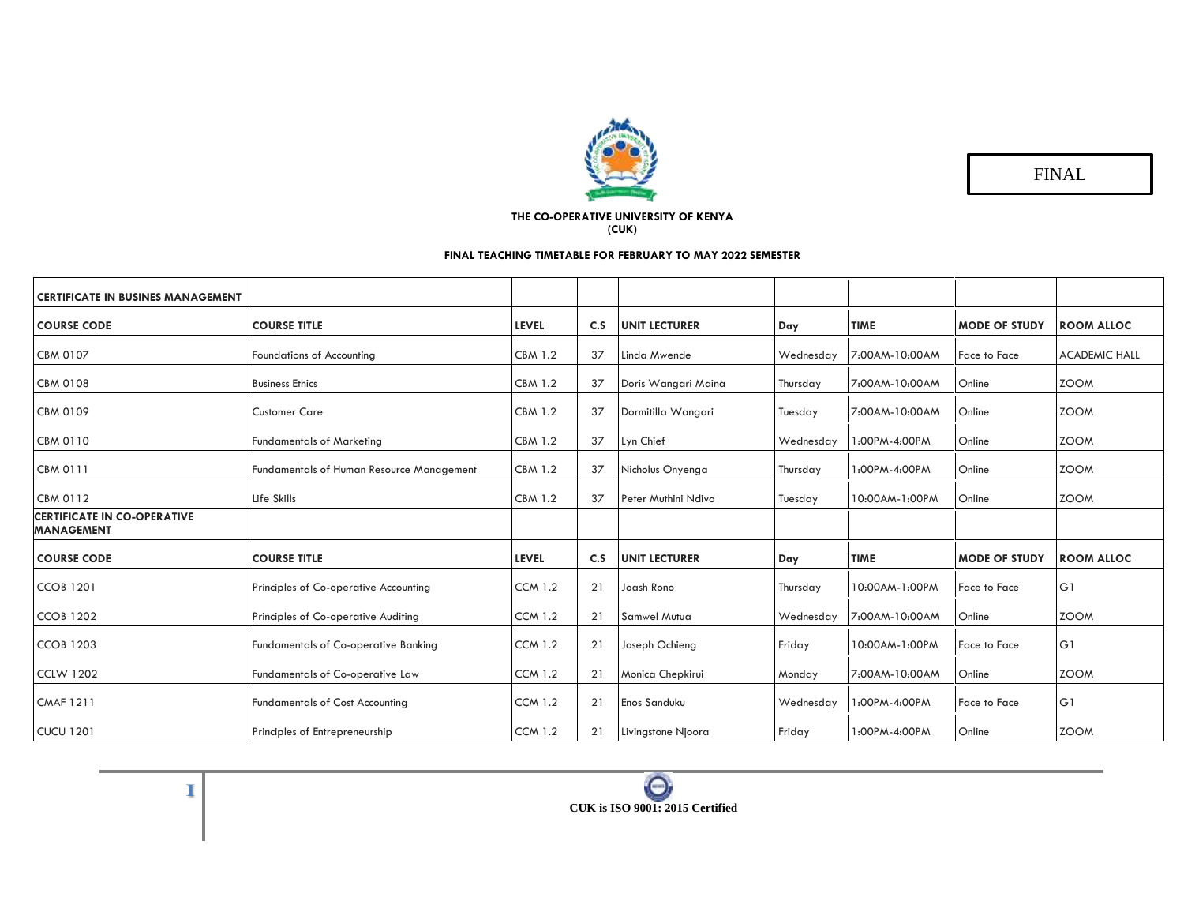FINAL

**THE CO-OPERATIVE UNIVERSITY OF KENYA (CUK)**

**FINAL TEACHING TIMETABLE FOR FEBRUARY TO MAY 2022 SEMESTER**

| CERTIFICATE IN BUSINES MANAGEMENT | | | | | | | | |
|---|---|---|---|---|---|---|---|---|
| **COURSE CODE** | **COURSE TITLE** | **LEVEL** | **C.S** | **UNIT LECTURER** | **Day** | **TIME** | **MODE OF STUDY** | **ROOM ALLOC** |
| CBM 0107 | Foundations of Accounting | CBM 1.2 | 37 | Linda Mwende | Wednesday | 7:00AM-10:00AM | Face to Face | ACADEMIC HALL |
| CBM 0108 | Business Ethics | CBM 1.2 | 37 | Doris Wangari Maina | Thursday | 7:00AM-10:00AM | Online | ZOOM |
| CBM 0109 | Customer Care | CBM 1.2 | 37 | Dormitilla Wangari | Tuesday | 7:00AM-10:00AM | Online | ZOOM |
| CBM 0110 | Fundamentals of Marketing | CBM 1.2 | 37 | Lyn Chief | Wednesday | 1:00PM-4:00PM | Online | ZOOM |
| CBM 0111 | Fundamentals of Human Resource Management | CBM 1.2 | 37 | Nicholus Onyenga | Thursday | 1:00PM-4:00PM | Online | ZOOM |
| CBM 0112 | Life Skills | CBM 1.2 | 37 | Peter Muthini Ndivo | Tuesday | 10:00AM-1:00PM | Online | ZOOM |
| **CERTIFICATE IN CO-OPERATIVE MANAGEMENT** | | | | | | | | |
| **COURSE CODE** | **COURSE TITLE** | **LEVEL** | **C.S** | **UNIT LECTURER** | **Day** | **TIME** | **MODE OF STUDY** | **ROOM ALLOC** |
| CCOB 1201 | Principles of Co-operative Accounting | CCM 1.2 | 21 | Joash Rono | Thursday | 10:00AM-1:00PM | Face to Face | G1 |
| CCOB 1202 | Principles of Co-operative Auditing | CCM 1.2 | 21 | Samwel Mutua | Wednesday | 7:00AM-10:00AM | Online | ZOOM |
| CCOB 1203 | Fundamentals of Co-operative Banking | CCM 1.2 | 21 | Joseph Ochieng | Friday | 10:00AM-1:00PM | Face to Face | G1 |
| CCLW 1202 | Fundamentals of Co-operative Law | CCM 1.2 | 21 | Monica Chepkirui | Monday | 7:00AM-10:00AM | Online | ZOOM |
| CMAF 1211 | Fundamentals of Cost Accounting | CCM 1.2 | 21 | Enos Sanduku | Wednesday | 1:00PM-4:00PM | Face to Face | G1 |
| CUCU 1201 | Principles of Entrepreneurship | CCM 1.2 | 21 | Livingstone Njoora | Friday | 1:00PM-4:00PM | Online | ZOOM |

**CUK is ISO 9001: 2015 Certified**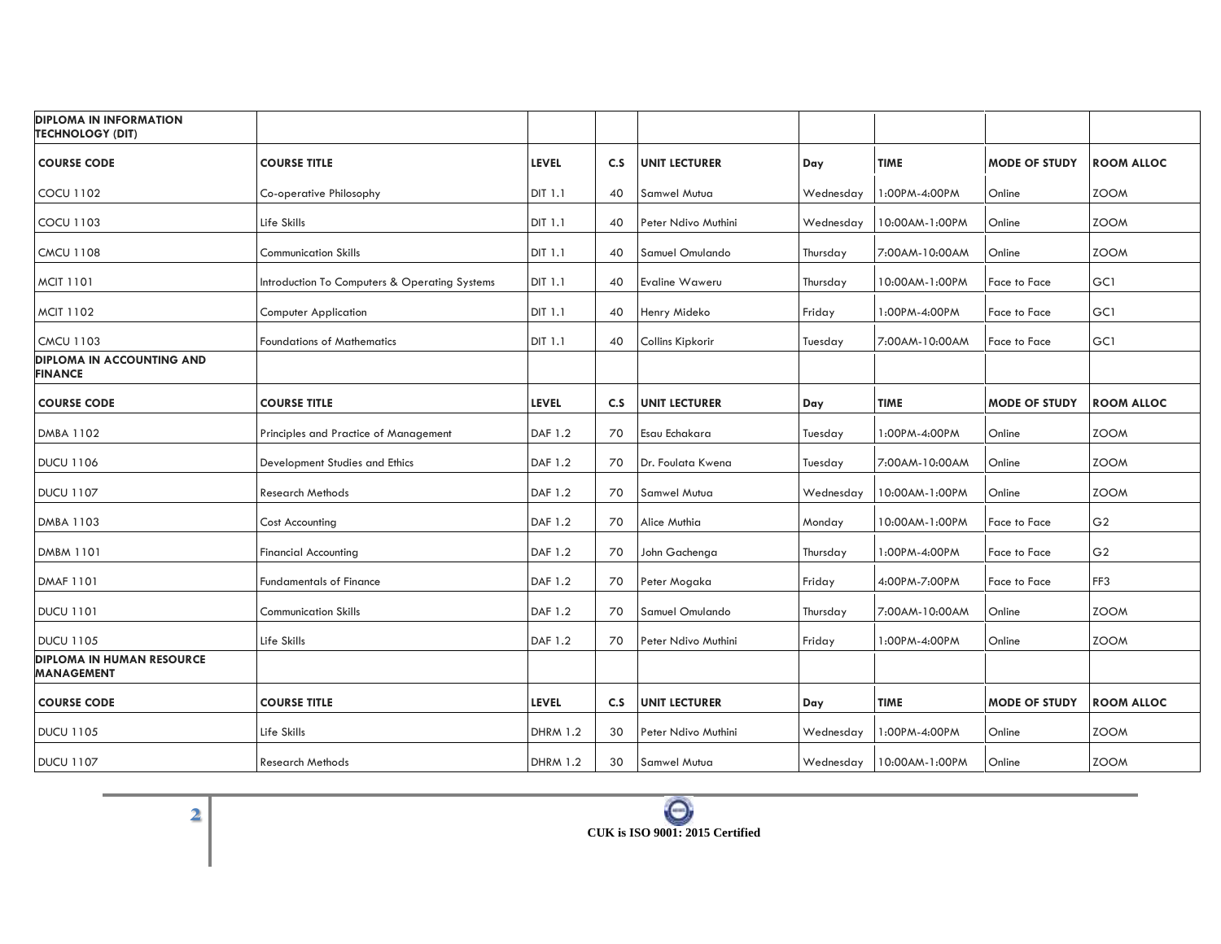| DIPLOMA IN INFORMATION TECHNOLOGY (DIT) | | | | | | | | |
|---|---|---|---|---|---|---|---|---|
| **COURSE CODE** | **COURSE TITLE** | **LEVEL** | **C.S** | **UNIT LECTURER** | **Day** | **TIME** | **MODE OF STUDY** | **ROOM ALLOC** |
| COCU 1102 | Co-operative Philosophy | DIT 1.1 | 40 | Samwel Mutua | Wednesday | 1:00PM-4:00PM | Online | ZOOM |
| COCU 1103 | Life Skills | DIT 1.1 | 40 | Peter Ndivo Muthini | Wednesday | 10:00AM-1:00PM | Online | ZOOM |
| CMCU 1108 | Communication Skills | DIT 1.1 | 40 | Samuel Omulando | Thursday | 7:00AM-10:00AM | Online | ZOOM |
| MCIT 1101 | Introduction To Computers & Operating Systems | DIT 1.1 | 40 | Evaline Waweru | Thursday | 10:00AM-1:00PM | Face to Face | GC1 |
| MCIT 1102 | Computer Application | DIT 1.1 | 40 | Henry Mideko | Friday | 1:00PM-4:00PM | Face to Face | GC1 |
| CMCU 1103 | Foundations of Mathematics | DIT 1.1 | 40 | Collins Kipkorir | Tuesday | 7:00AM-10:00AM | Face to Face | GC1 |
| **DIPLOMA IN ACCOUNTING AND FINANCE** | | | | | | | | |
| **COURSE CODE** | **COURSE TITLE** | **LEVEL** | **C.S** | **UNIT LECTURER** | **Day** | **TIME** | **MODE OF STUDY** | **ROOM ALLOC** |
| DMBA 1102 | Principles and Practice of Management | DAF 1.2 | 70 | Esau Echakara | Tuesday | 1:00PM-4:00PM | Online | ZOOM |
| DUCU 1106 | Development Studies and Ethics | DAF 1.2 | 70 | Dr. Foulata Kwena | Tuesday | 7:00AM-10:00AM | Online | ZOOM |
| DUCU 1107 | Research Methods | DAF 1.2 | 70 | Samwel Mutua | Wednesday | 10:00AM-1:00PM | Online | ZOOM |
| DMBA 1103 | Cost Accounting | DAF 1.2 | 70 | Alice Muthia | Monday | 10:00AM-1:00PM | Face to Face | G2 |
| DMBM 1101 | Financial Accounting | DAF 1.2 | 70 | John Gachenga | Thursday | 1:00PM-4:00PM | Face to Face | G2 |
| DMAF 1101 | Fundamentals of Finance | DAF 1.2 | 70 | Peter Mogaka | Friday | 4:00PM-7:00PM | Face to Face | FF3 |
| DUCU 1101 | Communication Skills | DAF 1.2 | 70 | Samuel Omulando | Thursday | 7:00AM-10:00AM | Online | ZOOM |
| DUCU 1105 | Life Skills | DAF 1.2 | 70 | Peter Ndivo Muthini | Friday | 1:00PM-4:00PM | Online | ZOOM |
| **DIPLOMA IN HUMAN RESOURCE MANAGEMENT** | | | | | | | | |
| **COURSE CODE** | **COURSE TITLE** | **LEVEL** | **C.S** | **UNIT LECTURER** | **Day** | **TIME** | **MODE OF STUDY** | **ROOM ALLOC** |
| DUCU 1105 | Life Skills | DHRM 1.2 | 30 | Peter Ndivo Muthini | Wednesday | 1:00PM-4:00PM | Online | ZOOM |
| DUCU 1107 | Research Methods | DHRM 1.2 | 30 | Samwel Mutua | Wednesday | 10:00AM-1:00PM | Online | ZOOM |

**CUK is ISO 9001: 2015 Certified**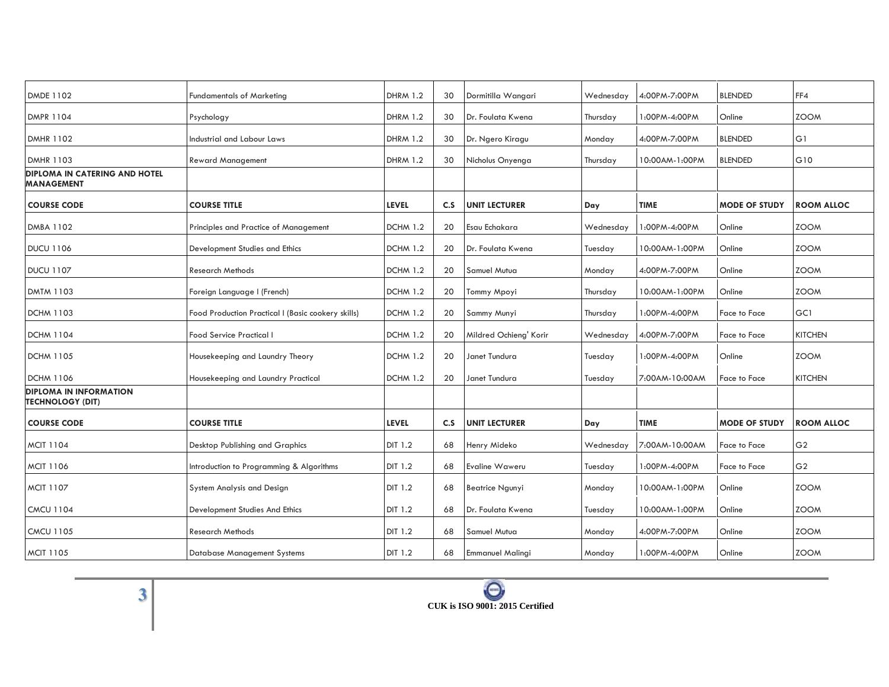| | | | | | | | | |
|---|---|---|---|---|---|---|---|---|
| DMDE 1102 | Fundamentals of Marketing | DHRM 1.2 | 30 | Dormitilla Wangari | Wednesday | 4:00PM-7:00PM | BLENDED | FF4 |
| DMPR 1104 | Psychology | DHRM 1.2 | 30 | Dr. Foulata Kwena | Thursday | 1:00PM-4:00PM | Online | ZOOM |
| DMHR 1102 | Industrial and Labour Laws | DHRM 1.2 | 30 | Dr. Ngero Kiragu | Monday | 4:00PM-7:00PM | BLENDED | G1 |
| DMHR 1103 | Reward Management | DHRM 1.2 | 30 | Nicholus Onyenga | Thursday | 10:00AM-1:00PM | BLENDED | G10 |
| **DIPLOMA IN CATERING AND HOTEL MANAGEMENT** | | | | | | | | |
| **COURSE CODE** | **COURSE TITLE** | **LEVEL** | **C.S** | **UNIT LECTURER** | **Day** | **TIME** | **MODE OF STUDY** | **ROOM ALLOC** |
| DMBA 1102 | Principles and Practice of Management | DCHM 1.2 | 20 | Esau Echakara | Wednesday | 1:00PM-4:00PM | Online | ZOOM |
| DUCU 1106 | Development Studies and Ethics | DCHM 1.2 | 20 | Dr. Foulata Kwena | Tuesday | 10:00AM-1:00PM | Online | ZOOM |
| DUCU 1107 | Research Methods | DCHM 1.2 | 20 | Samuel Mutua | Monday | 4:00PM-7:00PM | Online | ZOOM |
| DMTM 1103 | Foreign Language I (French) | DCHM 1.2 | 20 | Tommy Mpoyi | Thursday | 10:00AM-1:00PM | Online | ZOOM |
| DCHM 1103 | Food Production Practical I (Basic cookery skills) | DCHM 1.2 | 20 | Sammy Munyi | Thursday | 1:00PM-4:00PM | Face to Face | GC1 |
| DCHM 1104 | Food Service Practical I | DCHM 1.2 | 20 | Mildred Ochieng' Korir | Wednesday | 4:00PM-7:00PM | Face to Face | KITCHEN |
| DCHM 1105 | Housekeeping and Laundry Theory | DCHM 1.2 | 20 | Janet Tundura | Tuesday | 1:00PM-4:00PM | Online | ZOOM |
| DCHM 1106 | Housekeeping and Laundry Practical | DCHM 1.2 | 20 | Janet Tundura | Tuesday | 7:00AM-10:00AM | Face to Face | KITCHEN |
| **DIPLOMA IN INFORMATION TECHNOLOGY (DIT)** | | | | | | | | |
| **COURSE CODE** | **COURSE TITLE** | **LEVEL** | **C.S** | **UNIT LECTURER** | **Day** | **TIME** | **MODE OF STUDY** | **ROOM ALLOC** |
| MCIT 1104 | Desktop Publishing and Graphics | DIT 1.2 | 68 | Henry Mideko | Wednesday | 7:00AM-10:00AM | Face to Face | G2 |
| MCIT 1106 | Introduction to Programming & Algorithms | DIT 1.2 | 68 | Evaline Waweru | Tuesday | 1:00PM-4:00PM | Face to Face | G2 |
| MCIT 1107 | System Analysis and Design | DIT 1.2 | 68 | Beatrice Ngunyi | Monday | 10:00AM-1:00PM | Online | ZOOM |
| CMCU 1104 | Development Studies And Ethics | DIT 1.2 | 68 | Dr. Foulata Kwena | Tuesday | 10:00AM-1:00PM | Online | ZOOM |
| CMCU 1105 | Research Methods | DIT 1.2 | 68 | Samuel Mutua | Monday | 4:00PM-7:00PM | Online | ZOOM |
| MCIT 1105 | Database Management Systems | DIT 1.2 | 68 | Emmanuel Malingi | Monday | 1:00PM-4:00PM | Online | ZOOM |

CUK is ISO 9001: 2015 Certified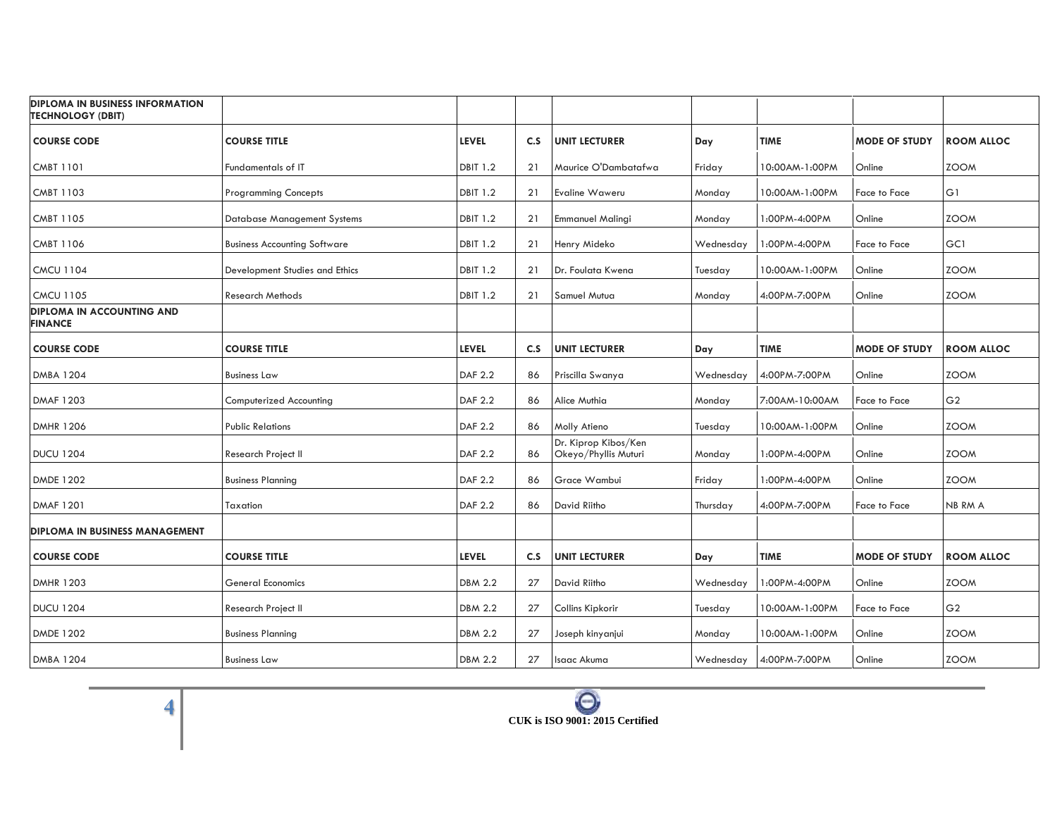| DIPLOMA IN BUSINESS INFORMATION TECHNOLOGY (DBIT) | | | | | | | | |
|---|---|---|---|---|---|---|---|---|
| **COURSE CODE** | **COURSE TITLE** | **LEVEL** | **C.S** | **UNIT LECTURER** | **Day** | **TIME** | **MODE OF STUDY** | **ROOM ALLOC** |
| CMBT 1101 | Fundamentals of IT | DBIT 1.2 | 21 | Maurice O'Dambatafwa | Friday | 10:00AM-1:00PM | Online | ZOOM |
| CMBT 1103 | Programming Concepts | DBIT 1.2 | 21 | Evaline Waweru | Monday | 10:00AM-1:00PM | Face to Face | G1 |
| CMBT 1105 | Database Management Systems | DBIT 1.2 | 21 | Emmanuel Malingi | Monday | 1:00PM-4:00PM | Online | ZOOM |
| CMBT 1106 | Business Accounting Software | DBIT 1.2 | 21 | Henry Mideko | Wednesday | 1:00PM-4:00PM | Face to Face | GC1 |
| CMCU 1104 | Development Studies and Ethics | DBIT 1.2 | 21 | Dr. Foulata Kwena | Tuesday | 10:00AM-1:00PM | Online | ZOOM |
| CMCU 1105 | Research Methods | DBIT 1.2 | 21 | Samuel Mutua | Monday | 4:00PM-7:00PM | Online | ZOOM |
| **DIPLOMA IN ACCOUNTING AND FINANCE** | | | | | | | | |
| **COURSE CODE** | **COURSE TITLE** | **LEVEL** | **C.S** | **UNIT LECTURER** | **Day** | **TIME** | **MODE OF STUDY** | **ROOM ALLOC** |
| DMBA 1204 | Business Law | DAF 2.2 | 86 | Priscilla Swanya | Wednesday | 4:00PM-7:00PM | Online | ZOOM |
| DMAF 1203 | Computerized Accounting | DAF 2.2 | 86 | Alice Muthia | Monday | 7:00AM-10:00AM | Face to Face | G2 |
| DMHR 1206 | Public Relations | DAF 2.2 | 86 | Molly Atieno | Tuesday | 10:00AM-1:00PM | Online | ZOOM |
| DUCU 1204 | Research Project II | DAF 2.2 | 86 | Dr. Kiprop Kibos/Ken Okeyo/Phyllis Muturi | Monday | 1:00PM-4:00PM | Online | ZOOM |
| DMDE 1202 | Business Planning | DAF 2.2 | 86 | Grace Wambui | Friday | 1:00PM-4:00PM | Online | ZOOM |
| DMAF 1201 | Taxation | DAF 2.2 | 86 | David Riitho | Thursday | 4:00PM-7:00PM | Face to Face | NB RM A |
| **DIPLOMA IN BUSINESS MANAGEMENT** | | | | | | | | |
| **COURSE CODE** | **COURSE TITLE** | **LEVEL** | **C.S** | **UNIT LECTURER** | **Day** | **TIME** | **MODE OF STUDY** | **ROOM ALLOC** |
| DMHR 1203 | General Economics | DBM 2.2 | 27 | David Riitho | Wednesday | 1:00PM-4:00PM | Online | ZOOM |
| DUCU 1204 | Research Project II | DBM 2.2 | 27 | Collins Kipkorir | Tuesday | 10:00AM-1:00PM | Face to Face | G2 |
| DMDE 1202 | Business Planning | DBM 2.2 | 27 | Joseph kinyanjui | Monday | 10:00AM-1:00PM | Online | ZOOM |
| DMBA 1204 | Business Law | DBM 2.2 | 27 | Isaac Akuma | Wednesday | 4:00PM-7:00PM | Online | ZOOM |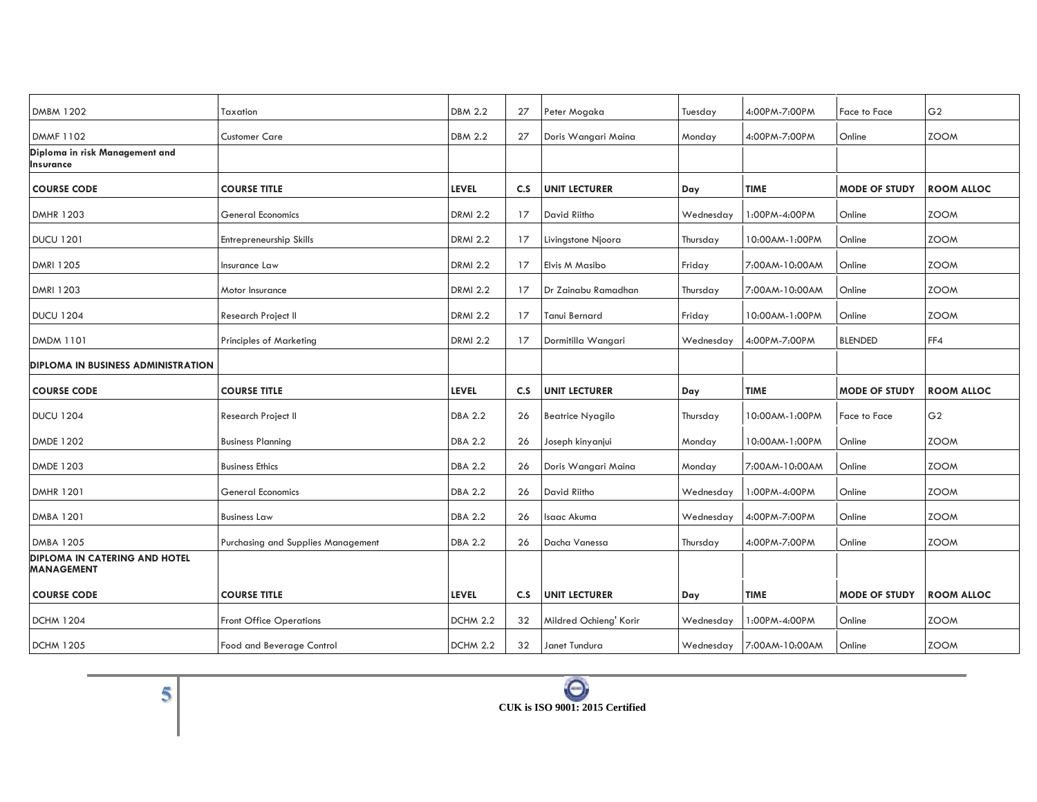| COURSE CODE | COURSE TITLE | LEVEL | C.S | UNIT LECTURER | Day | TIME | MODE OF STUDY | ROOM ALLOC |
|---|---|---|---|---|---|---|---|---|
| DMBM 1202 | Taxation | DBM 2.2 | 27 | Peter Mogaka | Tuesday | 4:00PM-7:00PM | Face to Face | G2 |
| DMMF 1102 | Customer Care | DBM 2.2 | 27 | Doris Wangari Maina | Monday | 4:00PM-7:00PM | Online | ZOOM |
| **Diploma in risk Management and Insurance** | | | | | | | | |
| **COURSE CODE** | **COURSE TITLE** | **LEVEL** | **C.S** | **UNIT LECTURER** | **Day** | **TIME** | **MODE OF STUDY** | **ROOM ALLOC** |
| DMHR 1203 | General Economics | DRMI 2.2 | 17 | David Riitho | Wednesday | 1:00PM-4:00PM | Online | ZOOM |
| DUCU 1201 | Entrepreneurship Skills | DRMI 2.2 | 17 | Livingstone Njoora | Thursday | 10:00AM-1:00PM | Online | ZOOM |
| DMRI 1205 | Insurance Law | DRMI 2.2 | 17 | Elvis M Masibo | Friday | 7:00AM-10:00AM | Online | ZOOM |
| DMRI 1203 | Motor Insurance | DRMI 2.2 | 17 | Dr Zainabu Ramadhan | Thursday | 7:00AM-10:00AM | Online | ZOOM |
| DUCU 1204 | Research Project II | DRMI 2.2 | 17 | Tanui Bernard | Friday | 10:00AM-1:00PM | Online | ZOOM |
| DMDM 1101 | Principles of Marketing | DRMI 2.2 | 17 | Dormitilla Wangari | Wednesday | 4:00PM-7:00PM | BLENDED | FF4 |
| **DIPLOMA IN BUSINESS ADMINISTRATION** | | | | | | | | |
| **COURSE CODE** | **COURSE TITLE** | **LEVEL** | **C.S** | **UNIT LECTURER** | **Day** | **TIME** | **MODE OF STUDY** | **ROOM ALLOC** |
| DUCU 1204 | Research Project II | DBA 2.2 | 26 | Beatrice Nyagilo | Thursday | 10:00AM-1:00PM | Face to Face | G2 |
| DMDE 1202 | Business Planning | DBA 2.2 | 26 | Joseph kinyanjui | Monday | 10:00AM-1:00PM | Online | ZOOM |
| DMDE 1203 | Business Ethics | DBA 2.2 | 26 | Doris Wangari Maina | Monday | 7:00AM-10:00AM | Online | ZOOM |
| DMHR 1201 | General Economics | DBA 2.2 | 26 | David Riitho | Wednesday | 1:00PM-4:00PM | Online | ZOOM |
| DMBA 1201 | Business Law | DBA 2.2 | 26 | Isaac Akuma | Wednesday | 4:00PM-7:00PM | Online | ZOOM |
| DMBA 1205 | Purchasing and Supplies Management | DBA 2.2 | 26 | Dacha Vanessa | Thursday | 4:00PM-7:00PM | Online | ZOOM |
| **DIPLOMA IN CATERING AND HOTEL MANAGEMENT** | | | | | | | | |
| **COURSE CODE** | **COURSE TITLE** | **LEVEL** | **C.S** | **UNIT LECTURER** | **Day** | **TIME** | **MODE OF STUDY** | **ROOM ALLOC** |
| DCHM 1204 | Front Office Operations | DCHM 2.2 | 32 | Mildred Ochieng' Korir | Wednesday | 1:00PM-4:00PM | Online | ZOOM |
| DCHM 1205 | Food and Beverage Control | DCHM 2.2 | 32 | Janet Tundura | Wednesday | 7:00AM-10:00AM | Online | ZOOM |

**CUK is ISO 9001: 2015 Certified**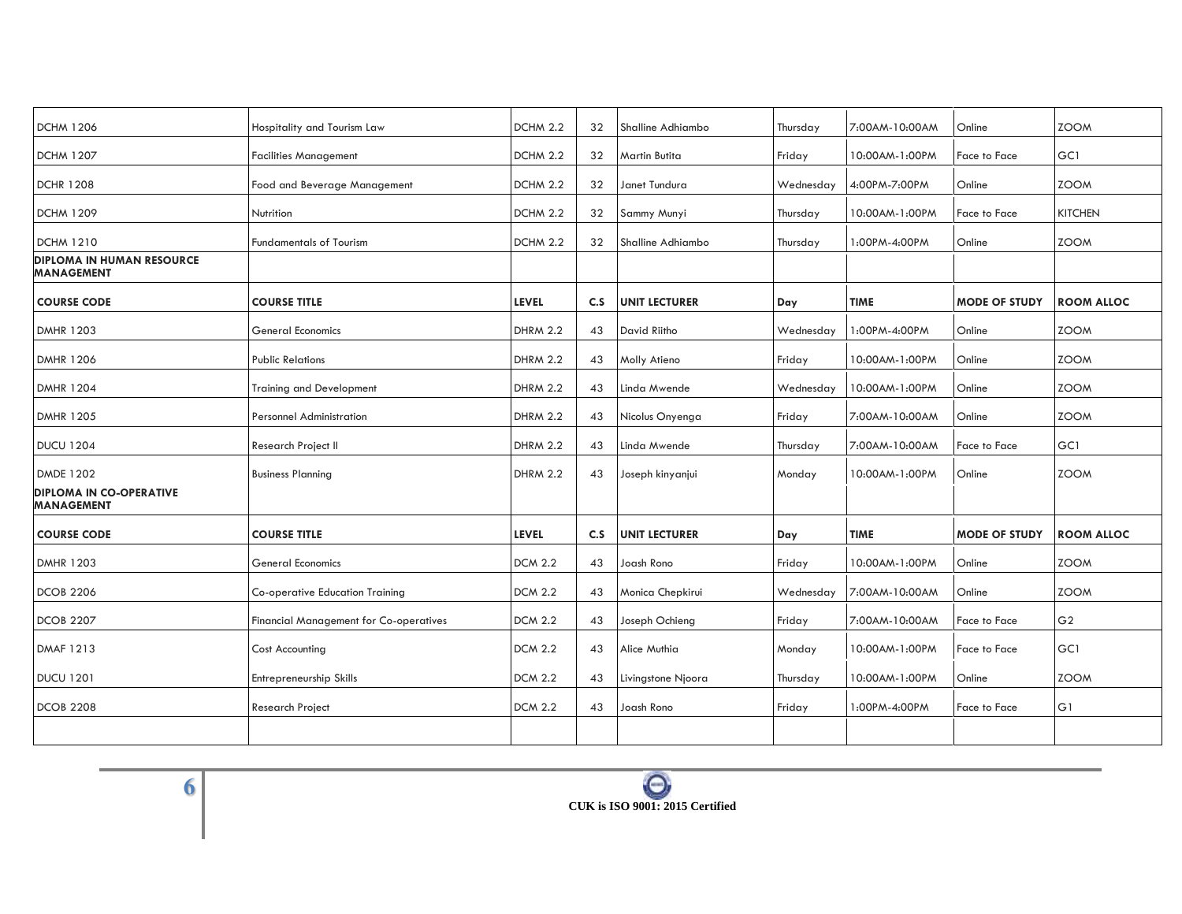| | | | | | | | | |
|---|---|---|---|---|---|---|---|---|
| DCHM 1206 | Hospitality and Tourism Law | DCHM 2.2 | 32 | Shalline Adhiambo | Thursday | 7:00AM-10:00AM | Online | ZOOM |
| DCHM 1207 | Facilities Management | DCHM 2.2 | 32 | Martin Butita | Friday | 10:00AM-1:00PM | Face to Face | GC1 |
| DCHR 1208 | Food and Beverage Management | DCHM 2.2 | 32 | Janet Tundura | Wednesday | 4:00PM-7:00PM | Online | ZOOM |
| DCHM 1209 | Nutrition | DCHM 2.2 | 32 | Sammy Munyi | Thursday | 10:00AM-1:00PM | Face to Face | KITCHEN |
| DCHM 1210 | Fundamentals of Tourism | DCHM 2.2 | 32 | Shalline Adhiambo | Thursday | 1:00PM-4:00PM | Online | ZOOM |
| **DIPLOMA IN HUMAN RESOURCE MANAGEMENT** | | | | | | | | |
| **COURSE CODE** | **COURSE TITLE** | **LEVEL** | **C.S** | **UNIT LECTURER** | **Day** | **TIME** | **MODE OF STUDY** | **ROOM ALLOC** |
| DMHR 1203 | General Economics | DHRM 2.2 | 43 | David Riitho | Wednesday | 1:00PM-4:00PM | Online | ZOOM |
| DMHR 1206 | Public Relations | DHRM 2.2 | 43 | Molly Atieno | Friday | 10:00AM-1:00PM | Online | ZOOM |
| DMHR 1204 | Training and Development | DHRM 2.2 | 43 | Linda Mwende | Wednesday | 10:00AM-1:00PM | Online | ZOOM |
| DMHR 1205 | Personnel Administration | DHRM 2.2 | 43 | Nicolus Onyenga | Friday | 7:00AM-10:00AM | Online | ZOOM |
| DUCU 1204 | Research Project II | DHRM 2.2 | 43 | Linda Mwende | Thursday | 7:00AM-10:00AM | Face to Face | GC1 |
| DMDE 1202 | Business Planning | DHRM 2.2 | 43 | Joseph kinyanjui | Monday | 10:00AM-1:00PM | Online | ZOOM |
| **DIPLOMA IN CO-OPERATIVE MANAGEMENT** | | | | | | | | |
| **COURSE CODE** | **COURSE TITLE** | **LEVEL** | **C.S** | **UNIT LECTURER** | **Day** | **TIME** | **MODE OF STUDY** | **ROOM ALLOC** |
| DMHR 1203 | General Economics | DCM 2.2 | 43 | Joash Rono | Friday | 10:00AM-1:00PM | Online | ZOOM |
| DCOB 2206 | Co-operative Education Training | DCM 2.2 | 43 | Monica Chepkirui | Wednesday | 7:00AM-10:00AM | Online | ZOOM |
| DCOB 2207 | Financial Management for Co-operatives | DCM 2.2 | 43 | Joseph Ochieng | Friday | 7:00AM-10:00AM | Face to Face | G2 |
| DMAF 1213 | Cost Accounting | DCM 2.2 | 43 | Alice Muthia | Monday | 10:00AM-1:00PM | Face to Face | GC1 |
| DUCU 1201 | Entrepreneurship Skills | DCM 2.2 | 43 | Livingstone Njoora | Thursday | 10:00AM-1:00PM | Online | ZOOM |
| DCOB 2208 | Research Project | DCM 2.2 | 43 | Joash Rono | Friday | 1:00PM-4:00PM | Face to Face | G1 |
| | | | | | | | | |

CUK is ISO 9001: 2015 Certified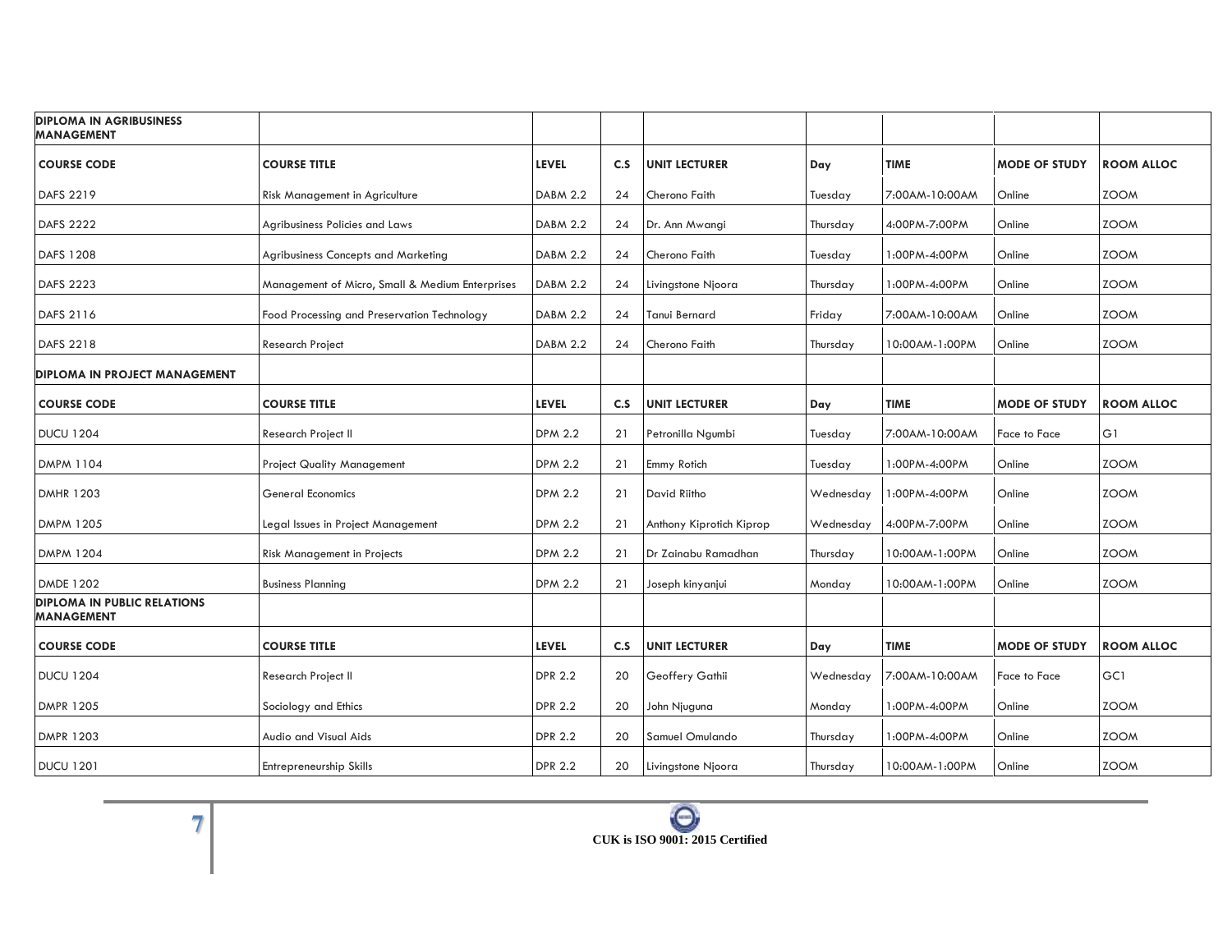| DIPLOMA IN AGRIBUSINESS MANAGEMENT | | | | | | | | |
|---|---|---|---|---|---|---|---|---|
| **COURSE CODE** | **COURSE TITLE** | **LEVEL** | **C.S** | **UNIT LECTURER** | **Day** | **TIME** | **MODE OF STUDY** | **ROOM ALLOC** |
| DAFS 2219 | Risk Management in Agriculture | DABM 2.2 | 24 | Cherono Faith | Tuesday | 7:00AM-10:00AM | Online | ZOOM |
| DAFS 2222 | Agribusiness Policies and Laws | DABM 2.2 | 24 | Dr. Ann Mwangi | Thursday | 4:00PM-7:00PM | Online | ZOOM |
| DAFS 1208 | Agribusiness Concepts and Marketing | DABM 2.2 | 24 | Cherono Faith | Tuesday | 1:00PM-4:00PM | Online | ZOOM |
| DAFS 2223 | Management of Micro, Small & Medium Enterprises | DABM 2.2 | 24 | Livingstone Njoora | Thursday | 1:00PM-4:00PM | Online | ZOOM |
| DAFS 2116 | Food Processing and Preservation Technology | DABM 2.2 | 24 | Tanui Bernard | Friday | 7:00AM-10:00AM | Online | ZOOM |
| DAFS 2218 | Research Project | DABM 2.2 | 24 | Cherono Faith | Thursday | 10:00AM-1:00PM | Online | ZOOM |
| **DIPLOMA IN PROJECT MANAGEMENT** | | | | | | | | |
| **COURSE CODE** | **COURSE TITLE** | **LEVEL** | **C.S** | **UNIT LECTURER** | **Day** | **TIME** | **MODE OF STUDY** | **ROOM ALLOC** |
| DUCU 1204 | Research Project II | DPM 2.2 | 21 | Petronilla Ngumbi | Tuesday | 7:00AM-10:00AM | Face to Face | G1 |
| DMPM 1104 | Project Quality Management | DPM 2.2 | 21 | Emmy Rotich | Tuesday | 1:00PM-4:00PM | Online | ZOOM |
| DMHR 1203 | General Economics | DPM 2.2 | 21 | David Riitho | Wednesday | 1:00PM-4:00PM | Online | ZOOM |
| DMPM 1205 | Legal Issues in Project Management | DPM 2.2 | 21 | Anthony Kiprotich Kiprop | Wednesday | 4:00PM-7:00PM | Online | ZOOM |
| DMPM 1204 | Risk Management in Projects | DPM 2.2 | 21 | Dr Zainabu Ramadhan | Thursday | 10:00AM-1:00PM | Online | ZOOM |
| DMDE 1202 | Business Planning | DPM 2.2 | 21 | Joseph kinyanjui | Monday | 10:00AM-1:00PM | Online | ZOOM |
| **DIPLOMA IN PUBLIC RELATIONS MANAGEMENT** | | | | | | | | |
| **COURSE CODE** | **COURSE TITLE** | **LEVEL** | **C.S** | **UNIT LECTURER** | **Day** | **TIME** | **MODE OF STUDY** | **ROOM ALLOC** |
| DUCU 1204 | Research Project II | DPR 2.2 | 20 | Geoffery Gathii | Wednesday | 7:00AM-10:00AM | Face to Face | GC1 |
| DMPR 1205 | Sociology and Ethics | DPR 2.2 | 20 | John Njuguna | Monday | 1:00PM-4:00PM | Online | ZOOM |
| DMPR 1203 | Audio and Visual Aids | DPR 2.2 | 20 | Samuel Omulando | Thursday | 1:00PM-4:00PM | Online | ZOOM |
| DUCU 1201 | Entrepreneurship Skills | DPR 2.2 | 20 | Livingstone Njoora | Thursday | 10:00AM-1:00PM | Online | ZOOM |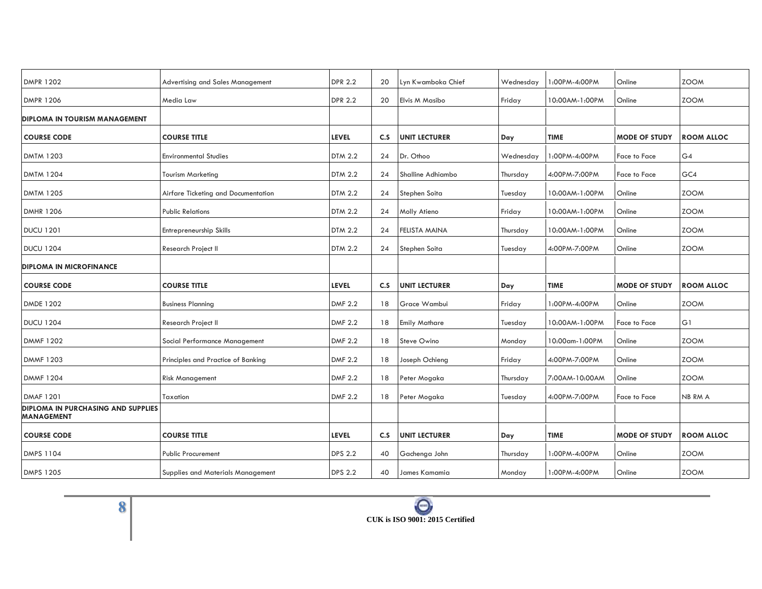| DMPR 1202 | Advertising and Sales Management | DPR 2.2 | 20 | Lyn Kwamboka Chief | Wednesday | 1:00PM-4:00PM | Online | ZOOM |
|---|---|---|---|---|---|---|---|---|
| DMPR 1206 | Media Law | DPR 2.2 | 20 | Elvis M Masibo | Friday | 10:00AM-1:00PM | Online | ZOOM |
| **DIPLOMA IN TOURISM MANAGEMENT** | | | | | | | | |
| **COURSE CODE** | **COURSE TITLE** | **LEVEL** | **C.S** | **UNIT LECTURER** | **Day** | **TIME** | **MODE OF STUDY** | **ROOM ALLOC** |
| DMTM 1203 | Environmental Studies | DTM 2.2 | 24 | Dr. Othoo | Wednesday | 1:00PM-4:00PM | Face to Face | G4 |
| DMTM 1204 | Tourism Marketing | DTM 2.2 | 24 | Shalline Adhiambo | Thursday | 4:00PM-7:00PM | Face to Face | GC4 |
| DMTM 1205 | Airfare Ticketing and Documentation | DTM 2.2 | 24 | Stephen Soita | Tuesday | 10:00AM-1:00PM | Online | ZOOM |
| DMHR 1206 | Public Relations | DTM 2.2 | 24 | Molly Atieno | Friday | 10:00AM-1:00PM | Online | ZOOM |
| DUCU 1201 | Entrepreneurship Skills | DTM 2.2 | 24 | FELISTA MAINA | Thursday | 10:00AM-1:00PM | Online | ZOOM |
| DUCU 1204 | Research Project II | DTM 2.2 | 24 | Stephen Soita | Tuesday | 4:00PM-7:00PM | Online | ZOOM |
| **DIPLOMA IN MICROFINANCE** | | | | | | | | |
| **COURSE CODE** | **COURSE TITLE** | **LEVEL** | **C.S** | **UNIT LECTURER** | **Day** | **TIME** | **MODE OF STUDY** | **ROOM ALLOC** |
| DMDE 1202 | Business Planning | DMF 2.2 | 18 | Grace Wambui | Friday | 1:00PM-4:00PM | Online | ZOOM |
| DUCU 1204 | Research Project II | DMF 2.2 | 18 | Emily Mathare | Tuesday | 10:00AM-1:00PM | Face to Face | G1 |
| DMMF 1202 | Social Performance Management | DMF 2.2 | 18 | Steve Owino | Monday | 10:00am-1:00PM | Online | ZOOM |
| DMMF 1203 | Principles and Practice of Banking | DMF 2.2 | 18 | Joseph Ochieng | Friday | 4:00PM-7:00PM | Online | ZOOM |
| DMMF 1204 | Risk Management | DMF 2.2 | 18 | Peter Mogaka | Thursday | 7:00AM-10:00AM | Online | ZOOM |
| DMAF 1201 | Taxation | DMF 2.2 | 18 | Peter Mogaka | Tuesday | 4:00PM-7:00PM | Face to Face | NB RM A |
| **DIPLOMA IN PURCHASING AND SUPPLIES MANAGEMENT** | | | | | | | | |
| **COURSE CODE** | **COURSE TITLE** | **LEVEL** | **C.S** | **UNIT LECTURER** | **Day** | **TIME** | **MODE OF STUDY** | **ROOM ALLOC** |
| DMPS 1104 | Public Procurement | DPS 2.2 | 40 | Gachenga John | Thursday | 1:00PM-4:00PM | Online | ZOOM |
| DMPS 1205 | Supplies and Materials Management | DPS 2.2 | 40 | James Kamamia | Monday | 1:00PM-4:00PM | Online | ZOOM |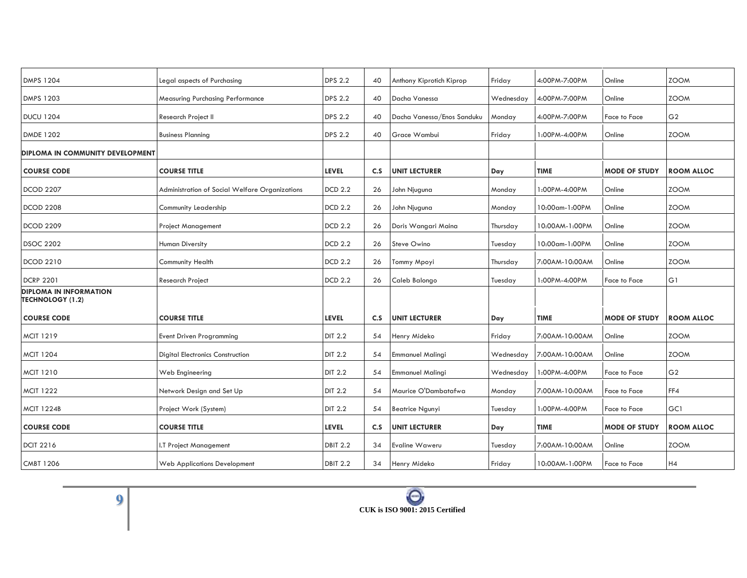| DMPS 1204 | Legal aspects of Purchasing | DPS 2.2 | 40 | Anthony Kiprotich Kiprop | Friday | 4:00PM-7:00PM | Online | ZOOM |
|---|---|---|---|---|---|---|---|---|
| DMPS 1203 | Measuring Purchasing Performance | DPS 2.2 | 40 | Dacha Vanessa | Wednesday | 4:00PM-7:00PM | Online | ZOOM |
| DUCU 1204 | Research Project II | DPS 2.2 | 40 | Dacha Vanessa/Enos Sanduku | Monday | 4:00PM-7:00PM | Face to Face | G2 |
| DMDE 1202 | Business Planning | DPS 2.2 | 40 | Grace Wambui | Friday | 1:00PM-4:00PM | Online | ZOOM |
| **DIPLOMA IN COMMUNITY DEVELOPMENT** | | | | | | | | |
| **COURSE CODE** | **COURSE TITLE** | **LEVEL** | **C.S** | **UNIT LECTURER** | **Day** | **TIME** | **MODE OF STUDY** | **ROOM ALLOC** |
| DCOD 2207 | Administration of Social Welfare Organizations | DCD 2.2 | 26 | John Njuguna | Monday | 1:00PM-4:00PM | Online | ZOOM |
| DCOD 2208 | Community Leadership | DCD 2.2 | 26 | John Njuguna | Monday | 10:00am-1:00PM | Online | ZOOM |
| DCOD 2209 | Project Management | DCD 2.2 | 26 | Doris Wangari Maina | Thursday | 10:00AM-1:00PM | Online | ZOOM |
| DSOC 2202 | Human Diversity | DCD 2.2 | 26 | Steve Owino | Tuesday | 10:00am-1:00PM | Online | ZOOM |
| DCOD 2210 | Community Health | DCD 2.2 | 26 | Tommy Mpoyi | Thursday | 7:00AM-10:00AM | Online | ZOOM |
| DCRP 2201 | Research Project | DCD 2.2 | 26 | Caleb Balongo | Tuesday | 1:00PM-4:00PM | Face to Face | G1 |
| **DIPLOMA IN INFORMATION TECHNOLOGY (1.2)** | | | | | | | | |
| **COURSE CODE** | **COURSE TITLE** | **LEVEL** | **C.S** | **UNIT LECTURER** | **Day** | **TIME** | **MODE OF STUDY** | **ROOM ALLOC** |
| MCIT 1219 | Event Driven Programming | DIT 2.2 | 54 | Henry Mideko | Friday | 7:00AM-10:00AM | Online | ZOOM |
| MCIT 1204 | Digital Electronics Construction | DIT 2.2 | 54 | Emmanuel Malingi | Wednesday | 7:00AM-10:00AM | Online | ZOOM |
| MCIT 1210 | Web Engineering | DIT 2.2 | 54 | Emmanuel Malingi | Wednesday | 1:00PM-4:00PM | Face to Face | G2 |
| MCIT 1222 | Network Design and Set Up | DIT 2.2 | 54 | Maurice O'Dambatafwa | Monday | 7:00AM-10:00AM | Face to Face | FF4 |
| MCIT 1224B | Project Work (System) | DIT 2.2 | 54 | Beatrice Ngunyi | Tuesday | 1:00PM-4:00PM | Face to Face | GC1 |
| **COURSE CODE** | **COURSE TITLE** | **LEVEL** | **C.S** | **UNIT LECTURER** | **Day** | **TIME** | **MODE OF STUDY** | **ROOM ALLOC** |
| DCIT 2216 | I.T Project Management | DBIT 2.2 | 34 | Evaline Waweru | Tuesday | 7:00AM-10:00AM | Online | ZOOM |
| CMBT 1206 | Web Applications Development | DBIT 2.2 | 34 | Henry Mideko | Friday | 10:00AM-1:00PM | Face to Face | H4 |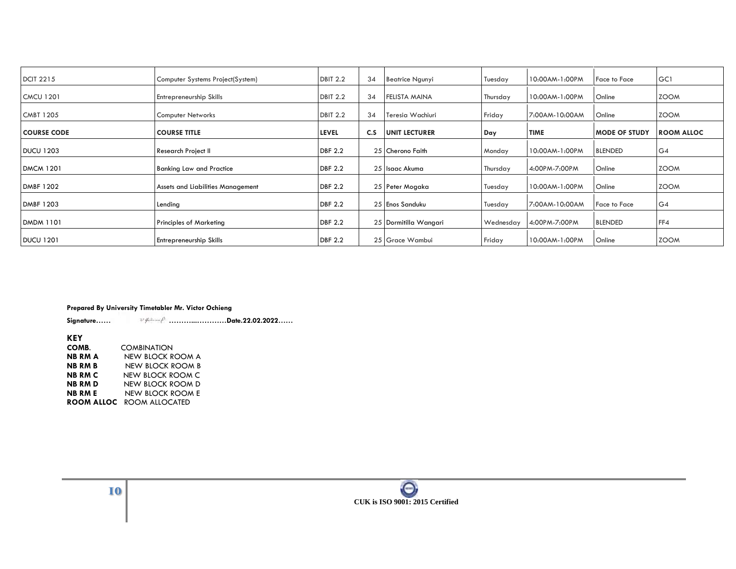| | | | | | | | | |
|---|---|---|---|---|---|---|---|---|
| DCIT 2215 | Computer Systems Project(System) | DBIT 2.2 | 34 | Beatrice Ngunyi | Tuesday | 10:00AM-1:00PM | Face to Face | GC1 |
| CMCU 1201 | Entrepreneurship Skills | DBIT 2.2 | 34 | FELISTA MAINA | Thursday | 10:00AM-1:00PM | Online | ZOOM |
| CMBT 1205 | Computer Networks | DBIT 2.2 | 34 | Teresia Wachiuri | Friday | 7:00AM-10:00AM | Online | ZOOM |
| **COURSE CODE** | **COURSE TITLE** | **LEVEL** | **C.S** | **UNIT LECTURER** | **Day** | **TIME** | **MODE OF STUDY** | **ROOM ALLOC** |
| DUCU 1203 | Research Project II | DBF 2.2 | 25 | Cherono Faith | Monday | 10:00AM-1:00PM | BLENDED | G4 |
| DMCM 1201 | Banking Law and Practice | DBF 2.2 | 25 | Isaac Akuma | Thursday | 4:00PM-7:00PM | Online | ZOOM |
| DMBF 1202 | Assets and Liabilities Management | DBF 2.2 | 25 | Peter Mogaka | Tuesday | 10:00AM-1:00PM | Online | ZOOM |
| DMBF 1203 | Lending | DBF 2.2 | 25 | Enos Sanduku | Tuesday | 7:00AM-10:00AM | Face to Face | G4 |
| DMDM 1101 | Principles of Marketing | DBF 2.2 | 25 | Dormitilla Wangari | Wednesday | 4:00PM-7:00PM | BLENDED | FF4 |
| DUCU 1201 | Entrepreneurship Skills | DBF 2.2 | 25 | Grace Wambui | Friday | 10:00AM-1:00PM | Online | ZOOM |

**Prepared By University Timetabler Mr. Victor Ochieng**

**Signature…… ………..…………Date.22.02.2022……**

**KEY**

**COMB.** COMBINATION
**NB RM A** NEW BLOCK ROOM A
**NB RM B** NEW BLOCK ROOM B
**NB RM C** NEW BLOCK ROOM C
**NB RM D** NEW BLOCK ROOM D
**NB RM E** NEW BLOCK ROOM E
**ROOM ALLOC** ROOM ALLOCATED

**CUK is ISO 9001: 2015 Certified**